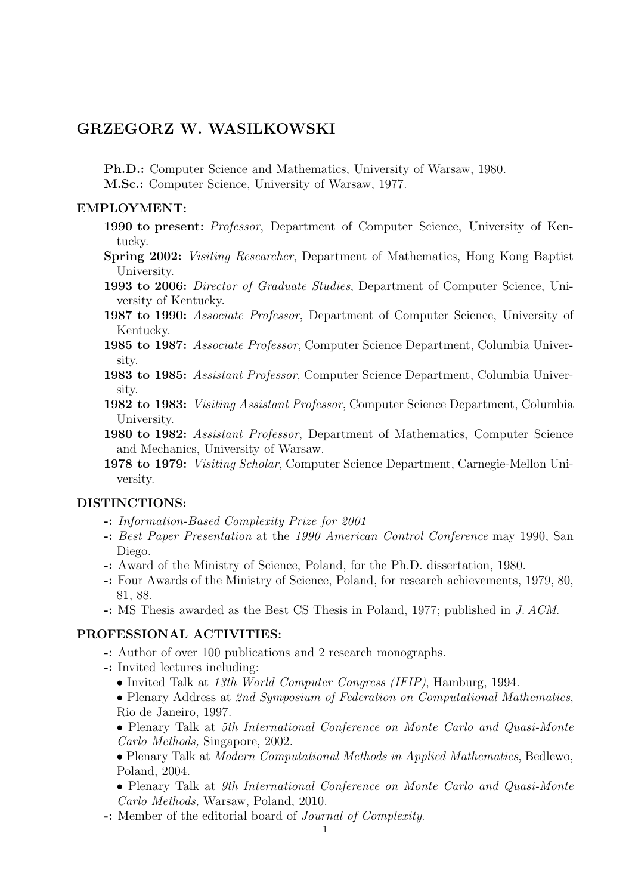# GRZEGORZ W. WASILKOWSKI

**Ph.D.:** Computer Science and Mathematics, University of Warsaw, 1980.
**M.Sc.:** Computer Science, University of Warsaw, 1977.

## EMPLOYMENT:

**1990 to present:** *Professor*, Department of Computer Science, University of Kentucky.

**Spring 2002:** *Visiting Researcher*, Department of Mathematics, Hong Kong Baptist University.

**1993 to 2006:** *Director of Graduate Studies*, Department of Computer Science, University of Kentucky.

**1987 to 1990:** *Associate Professor*, Department of Computer Science, University of Kentucky.

**1985 to 1987:** *Associate Professor*, Computer Science Department, Columbia University.

**1983 to 1985:** *Assistant Professor*, Computer Science Department, Columbia University.

**1982 to 1983:** *Visiting Assistant Professor*, Computer Science Department, Columbia University.

**1980 to 1982:** *Assistant Professor*, Department of Mathematics, Computer Science and Mechanics, University of Warsaw.

**1978 to 1979:** *Visiting Scholar*, Computer Science Department, Carnegie-Mellon University.

## DISTINCTIONS:

- *Information-Based Complexity Prize for 2001*
- *Best Paper Presentation* at the *1990 American Control Conference* may 1990, San Diego.
- Award of the Ministry of Science, Poland, for the Ph.D. dissertation, 1980.
- Four Awards of the Ministry of Science, Poland, for research achievements, 1979, 80, 81, 88.
- MS Thesis awarded as the Best CS Thesis in Poland, 1977; published in *J. ACM*.

## PROFESSIONAL ACTIVITIES:

- Author of over 100 publications and 2 research monographs.
- Invited lectures including:
  - Invited Talk at *13th World Computer Congress (IFIP)*, Hamburg, 1994.
  - Plenary Address at *2nd Symposium of Federation on Computational Mathematics*, Rio de Janeiro, 1997.
  - Plenary Talk at *5th International Conference on Monte Carlo and Quasi-Monte Carlo Methods,* Singapore, 2002.
  - Plenary Talk at *Modern Computational Methods in Applied Mathematics*, Bedlewo, Poland, 2004.
  - Plenary Talk at *9th International Conference on Monte Carlo and Quasi-Monte Carlo Methods,* Warsaw, Poland, 2010.
- Member of the editorial board of *Journal of Complexity*.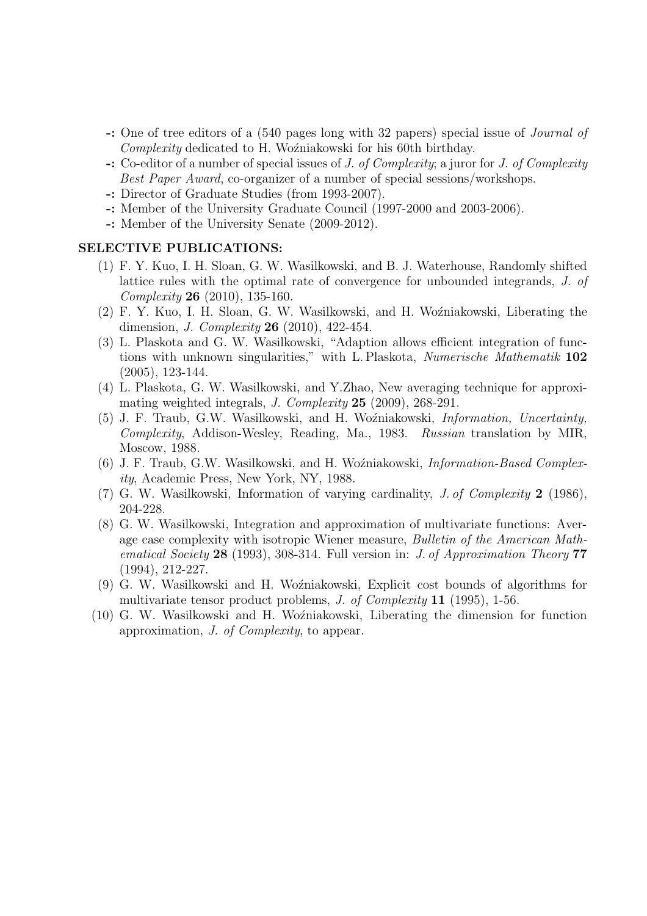- **-:** One of tree editors of a (540 pages long with 32 papers) special issue of *Journal of Complexity* dedicated to H. Woźniakowski for his 60th birthday.
- **-:** Co-editor of a number of special issues of *J. of Complexity*; a juror for *J. of Complexity Best Paper Award*, co-organizer of a number of special sessions/workshops.
- **-:** Director of Graduate Studies (from 1993-2007).
- **-:** Member of the University Graduate Council (1997-2000 and 2003-2006).
- **-:** Member of the University Senate (2009-2012).

**SELECTIVE PUBLICATIONS:**

1. F. Y. Kuo, I. H. Sloan, G. W. Wasilkowski, and B. J. Waterhouse, Randomly shifted lattice rules with the optimal rate of convergence for unbounded integrands, *J. of Complexity* **26** (2010), 135-160.
2. F. Y. Kuo, I. H. Sloan, G. W. Wasilkowski, and H. Woźniakowski, Liberating the dimension, *J. Complexity* **26** (2010), 422-454.
3. L. Plaskota and G. W. Wasilkowski, "Adaption allows efficient integration of functions with unknown singularities," with L. Plaskota, *Numerische Mathematik* **102** (2005), 123-144.
4. L. Plaskota, G. W. Wasilkowski, and Y.Zhao, New averaging technique for approximating weighted integrals, *J. Complexity* **25** (2009), 268-291.
5. J. F. Traub, G.W. Wasilkowski, and H. Woźniakowski, *Information, Uncertainty, Complexity*, Addison-Wesley, Reading, Ma., 1983. *Russian* translation by MIR, Moscow, 1988.
6. J. F. Traub, G.W. Wasilkowski, and H. Woźniakowski, *Information-Based Complexity*, Academic Press, New York, NY, 1988.
7. G. W. Wasilkowski, Information of varying cardinality, *J. of Complexity* **2** (1986), 204-228.
8. G. W. Wasilkowski, Integration and approximation of multivariate functions: Average case complexity with isotropic Wiener measure, *Bulletin of the American Mathematical Society* **28** (1993), 308-314. Full version in: *J. of Approximation Theory* **77** (1994), 212-227.
9. G. W. Wasilkowski and H. Woźniakowski, Explicit cost bounds of algorithms for multivariate tensor product problems, *J. of Complexity* **11** (1995), 1-56.
10. G. W. Wasilkowski and H. Woźniakowski, Liberating the dimension for function approximation, *J. of Complexity*, to appear.